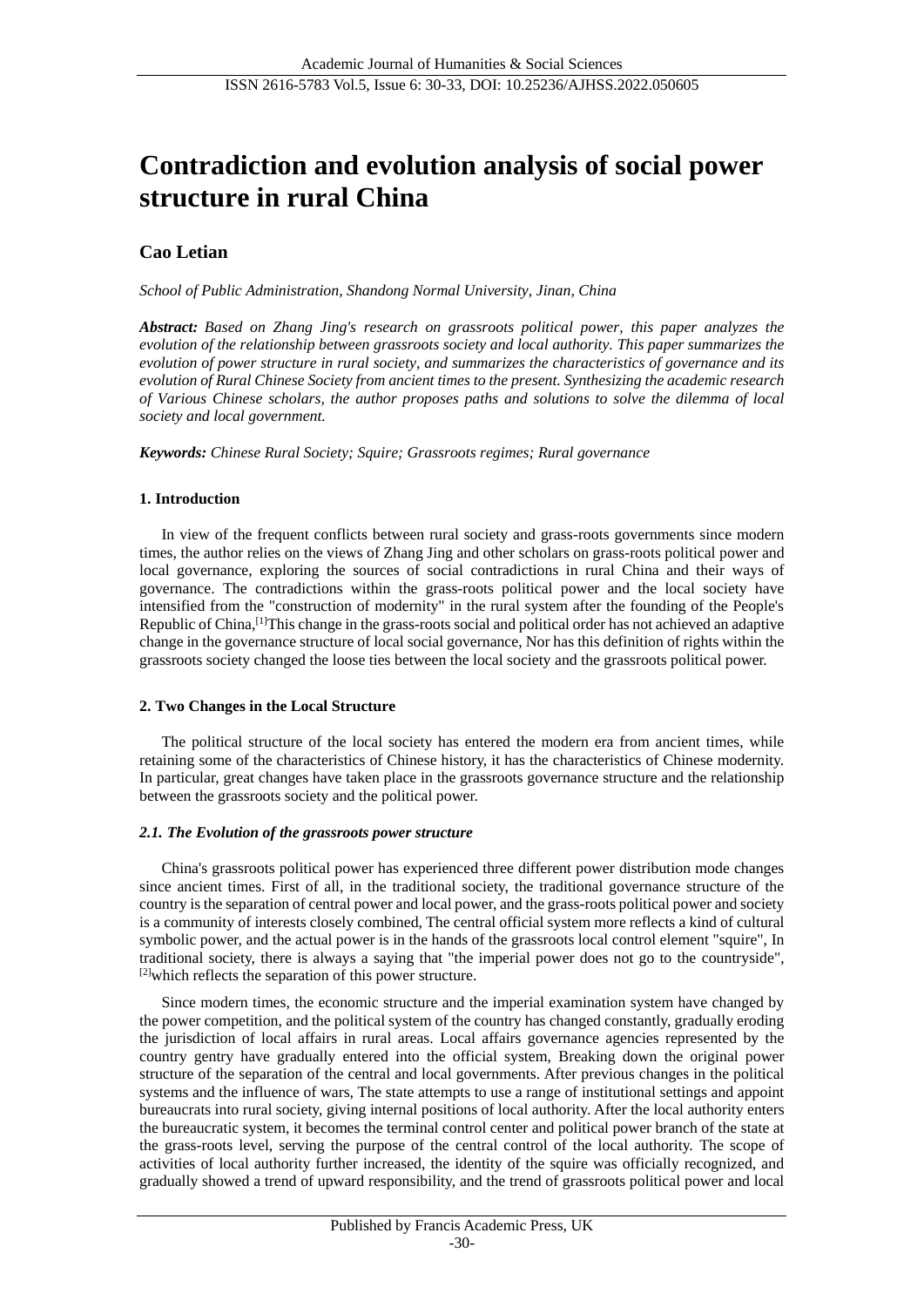# Contradiction and evolution analysis of social power structure in rural China

**Cao Letian**

*School of Public Administration, Shandong Normal University, Jinan, China*

***Abstract:*** *Based on Zhang Jing's research on grassroots political power, this paper analyzes the evolution of the relationship between grassroots society and local authority. This paper summarizes the evolution of power structure in rural society, and summarizes the characteristics of governance and its evolution of Rural Chinese Society from ancient times to the present. Synthesizing the academic research of Various Chinese scholars, the author proposes paths and solutions to solve the dilemma of local society and local government.*

***Keywords:*** *Chinese Rural Society; Squire; Grassroots regimes; Rural governance*

## 1. Introduction

In view of the frequent conflicts between rural society and grass-roots governments since modern times, the author relies on the views of Zhang Jing and other scholars on grass-roots political power and local governance, exploring the sources of social contradictions in rural China and their ways of governance. The contradictions within the grass-roots political power and the local society have intensified from the "construction of modernity" in the rural system after the founding of the People's Republic of China,[1]This change in the grass-roots social and political order has not achieved an adaptive change in the governance structure of local social governance, Nor has this definition of rights within the grassroots society changed the loose ties between the local society and the grassroots political power.

## 2. Two Changes in the Local Structure

The political structure of the local society has entered the modern era from ancient times, while retaining some of the characteristics of Chinese history, it has the characteristics of Chinese modernity. In particular, great changes have taken place in the grassroots governance structure and the relationship between the grassroots society and the political power.

### *2.1. The Evolution of the grassroots power structure*

China's grassroots political power has experienced three different power distribution mode changes since ancient times. First of all, in the traditional society, the traditional governance structure of the country is the separation of central power and local power, and the grass-roots political power and society is a community of interests closely combined, The central official system more reflects a kind of cultural symbolic power, and the actual power is in the hands of the grassroots local control element "squire", In traditional society, there is always a saying that "the imperial power does not go to the countryside", [2]which reflects the separation of this power structure.

Since modern times, the economic structure and the imperial examination system have changed by the power competition, and the political system of the country has changed constantly, gradually eroding the jurisdiction of local affairs in rural areas. Local affairs governance agencies represented by the country gentry have gradually entered into the official system, Breaking down the original power structure of the separation of the central and local governments. After previous changes in the political systems and the influence of wars, The state attempts to use a range of institutional settings and appoint bureaucrats into rural society, giving internal positions of local authority. After the local authority enters the bureaucratic system, it becomes the terminal control center and political power branch of the state at the grass-roots level, serving the purpose of the central control of the local authority. The scope of activities of local authority further increased, the identity of the squire was officially recognized, and gradually showed a trend of upward responsibility, and the trend of grassroots political power and local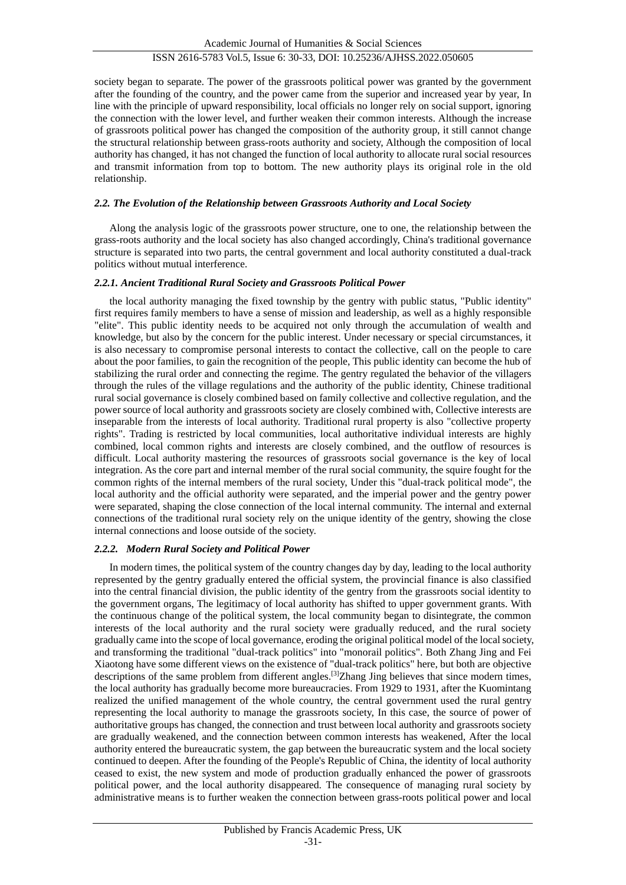society began to separate. The power of the grassroots political power was granted by the government after the founding of the country, and the power came from the superior and increased year by year, In line with the principle of upward responsibility, local officials no longer rely on social support, ignoring the connection with the lower level, and further weaken their common interests. Although the increase of grassroots political power has changed the composition of the authority group, it still cannot change the structural relationship between grass-roots authority and society, Although the composition of local authority has changed, it has not changed the function of local authority to allocate rural social resources and transmit information from top to bottom. The new authority plays its original role in the old relationship.

### *2.2. The Evolution of the Relationship between Grassroots Authority and Local Society*

Along the analysis logic of the grassroots power structure, one to one, the relationship between the grass-roots authority and the local society has also changed accordingly, China's traditional governance structure is separated into two parts, the central government and local authority constituted a dual-track politics without mutual interference.

#### *2.2.1. Ancient Traditional Rural Society and Grassroots Political Power*

the local authority managing the fixed township by the gentry with public status, "Public identity" first requires family members to have a sense of mission and leadership, as well as a highly responsible "elite". This public identity needs to be acquired not only through the accumulation of wealth and knowledge, but also by the concern for the public interest. Under necessary or special circumstances, it is also necessary to compromise personal interests to contact the collective, call on the people to care about the poor families, to gain the recognition of the people, This public identity can become the hub of stabilizing the rural order and connecting the regime. The gentry regulated the behavior of the villagers through the rules of the village regulations and the authority of the public identity, Chinese traditional rural social governance is closely combined based on family collective and collective regulation, and the power source of local authority and grassroots society are closely combined with, Collective interests are inseparable from the interests of local authority. Traditional rural property is also "collective property rights". Trading is restricted by local communities, local authoritative individual interests are highly combined, local common rights and interests are closely combined, and the outflow of resources is difficult. Local authority mastering the resources of grassroots social governance is the key of local integration. As the core part and internal member of the rural social community, the squire fought for the common rights of the internal members of the rural society, Under this "dual-track political mode", the local authority and the official authority were separated, and the imperial power and the gentry power were separated, shaping the close connection of the local internal community. The internal and external connections of the traditional rural society rely on the unique identity of the gentry, showing the close internal connections and loose outside of the society.

#### *2.2.2. Modern Rural Society and Political Power*

In modern times, the political system of the country changes day by day, leading to the local authority represented by the gentry gradually entered the official system, the provincial finance is also classified into the central financial division, the public identity of the gentry from the grassroots social identity to the government organs, The legitimacy of local authority has shifted to upper government grants. With the continuous change of the political system, the local community began to disintegrate, the common interests of the local authority and the rural society were gradually reduced, and the rural society gradually came into the scope of local governance, eroding the original political model of the local society, and transforming the traditional "dual-track politics" into "monorail politics". Both Zhang Jing and Fei Xiaotong have some different views on the existence of "dual-track politics" here, but both are objective descriptions of the same problem from different angles.[3]Zhang Jing believes that since modern times, the local authority has gradually become more bureaucracies. From 1929 to 1931, after the Kuomintang realized the unified management of the whole country, the central government used the rural gentry representing the local authority to manage the grassroots society, In this case, the source of power of authoritative groups has changed, the connection and trust between local authority and grassroots society are gradually weakened, and the connection between common interests has weakened, After the local authority entered the bureaucratic system, the gap between the bureaucratic system and the local society continued to deepen. After the founding of the People's Republic of China, the identity of local authority ceased to exist, the new system and mode of production gradually enhanced the power of grassroots political power, and the local authority disappeared. The consequence of managing rural society by administrative means is to further weaken the connection between grass-roots political power and local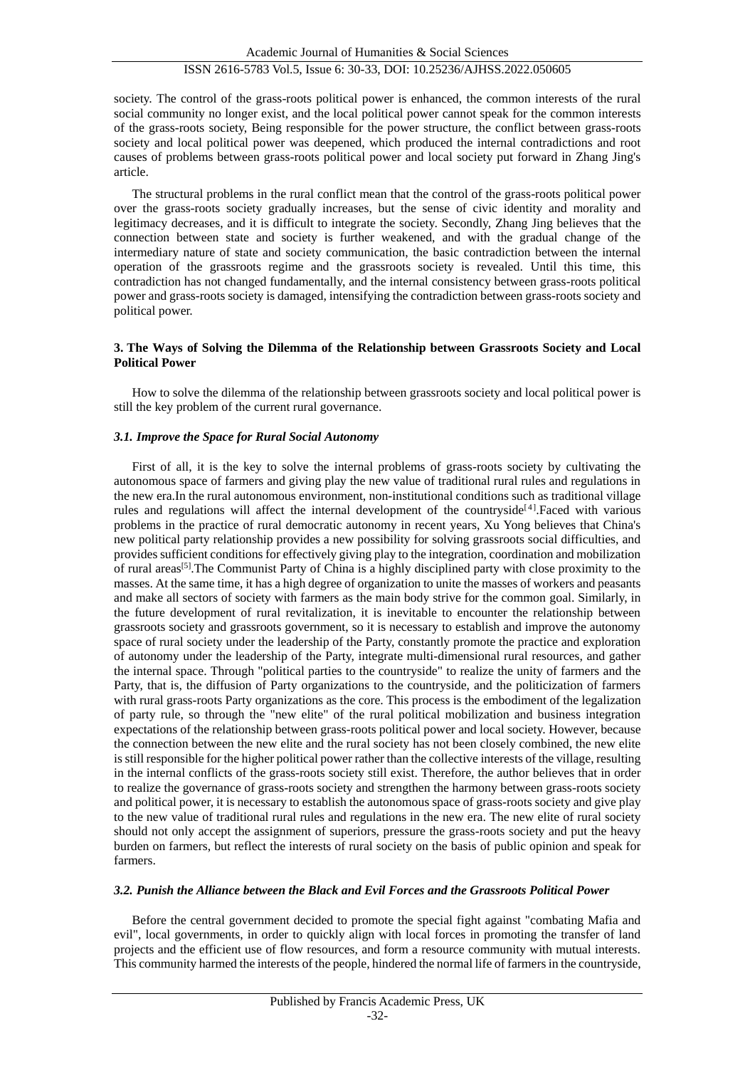society. The control of the grass-roots political power is enhanced, the common interests of the rural social community no longer exist, and the local political power cannot speak for the common interests of the grass-roots society, Being responsible for the power structure, the conflict between grass-roots society and local political power was deepened, which produced the internal contradictions and root causes of problems between grass-roots political power and local society put forward in Zhang Jing's article.

The structural problems in the rural conflict mean that the control of the grass-roots political power over the grass-roots society gradually increases, but the sense of civic identity and morality and legitimacy decreases, and it is difficult to integrate the society. Secondly, Zhang Jing believes that the connection between state and society is further weakened, and with the gradual change of the intermediary nature of state and society communication, the basic contradiction between the internal operation of the grassroots regime and the grassroots society is revealed. Until this time, this contradiction has not changed fundamentally, and the internal consistency between grass-roots political power and grass-roots society is damaged, intensifying the contradiction between grass-roots society and political power.

## 3. The Ways of Solving the Dilemma of the Relationship between Grassroots Society and Local Political Power

How to solve the dilemma of the relationship between grassroots society and local political power is still the key problem of the current rural governance.

### *3.1. Improve the Space for Rural Social Autonomy*

First of all, it is the key to solve the internal problems of grass-roots society by cultivating the autonomous space of farmers and giving play the new value of traditional rural rules and regulations in the new era.In the rural autonomous environment, non-institutional conditions such as traditional village rules and regulations will affect the internal development of the countryside[4].Faced with various problems in the practice of rural democratic autonomy in recent years, Xu Yong believes that China's new political party relationship provides a new possibility for solving grassroots social difficulties, and provides sufficient conditions for effectively giving play to the integration, coordination and mobilization of rural areas[5].The Communist Party of China is a highly disciplined party with close proximity to the masses. At the same time, it has a high degree of organization to unite the masses of workers and peasants and make all sectors of society with farmers as the main body strive for the common goal. Similarly, in the future development of rural revitalization, it is inevitable to encounter the relationship between grassroots society and grassroots government, so it is necessary to establish and improve the autonomy space of rural society under the leadership of the Party, constantly promote the practice and exploration of autonomy under the leadership of the Party, integrate multi-dimensional rural resources, and gather the internal space. Through "political parties to the countryside" to realize the unity of farmers and the Party, that is, the diffusion of Party organizations to the countryside, and the politicization of farmers with rural grass-roots Party organizations as the core. This process is the embodiment of the legalization of party rule, so through the "new elite" of the rural political mobilization and business integration expectations of the relationship between grass-roots political power and local society. However, because the connection between the new elite and the rural society has not been closely combined, the new elite is still responsible for the higher political power rather than the collective interests of the village, resulting in the internal conflicts of the grass-roots society still exist. Therefore, the author believes that in order to realize the governance of grass-roots society and strengthen the harmony between grass-roots society and political power, it is necessary to establish the autonomous space of grass-roots society and give play to the new value of traditional rural rules and regulations in the new era. The new elite of rural society should not only accept the assignment of superiors, pressure the grass-roots society and put the heavy burden on farmers, but reflect the interests of rural society on the basis of public opinion and speak for farmers.

### *3.2. Punish the Alliance between the Black and Evil Forces and the Grassroots Political Power*

Before the central government decided to promote the special fight against "combating Mafia and evil", local governments, in order to quickly align with local forces in promoting the transfer of land projects and the efficient use of flow resources, and form a resource community with mutual interests. This community harmed the interests of the people, hindered the normal life of farmers in the countryside,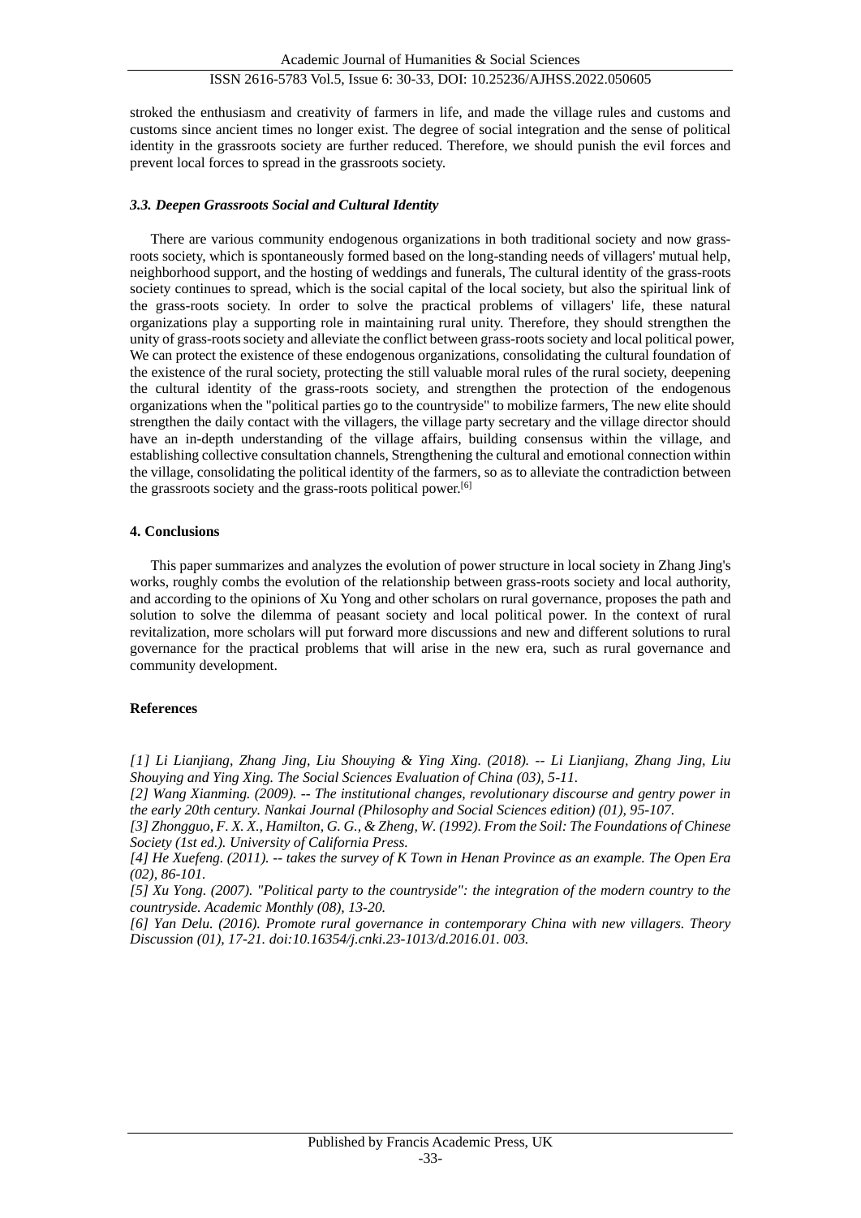stroked the enthusiasm and creativity of farmers in life, and made the village rules and customs and customs since ancient times no longer exist. The degree of social integration and the sense of political identity in the grassroots society are further reduced. Therefore, we should punish the evil forces and prevent local forces to spread in the grassroots society.

### *3.3. Deepen Grassroots Social and Cultural Identity*

There are various community endogenous organizations in both traditional society and now grass-roots society, which is spontaneously formed based on the long-standing needs of villagers' mutual help, neighborhood support, and the hosting of weddings and funerals, The cultural identity of the grass-roots society continues to spread, which is the social capital of the local society, but also the spiritual link of the grass-roots society. In order to solve the practical problems of villagers' life, these natural organizations play a supporting role in maintaining rural unity. Therefore, they should strengthen the unity of grass-roots society and alleviate the conflict between grass-roots society and local political power, We can protect the existence of these endogenous organizations, consolidating the cultural foundation of the existence of the rural society, protecting the still valuable moral rules of the rural society, deepening the cultural identity of the grass-roots society, and strengthen the protection of the endogenous organizations when the "political parties go to the countryside" to mobilize farmers, The new elite should strengthen the daily contact with the villagers, the village party secretary and the village director should have an in-depth understanding of the village affairs, building consensus within the village, and establishing collective consultation channels, Strengthening the cultural and emotional connection within the village, consolidating the political identity of the farmers, so as to alleviate the contradiction between the grassroots society and the grass-roots political power.[6]

## **4. Conclusions**

This paper summarizes and analyzes the evolution of power structure in local society in Zhang Jing's works, roughly combs the evolution of the relationship between grass-roots society and local authority, and according to the opinions of Xu Yong and other scholars on rural governance, proposes the path and solution to solve the dilemma of peasant society and local political power. In the context of rural revitalization, more scholars will put forward more discussions and new and different solutions to rural governance for the practical problems that will arise in the new era, such as rural governance and community development.

## **References**

*[1] Li Lianjiang, Zhang Jing, Liu Shouying & Ying Xing. (2018). -- Li Lianjiang, Zhang Jing, Liu Shouying and Ying Xing. The Social Sciences Evaluation of China (03), 5-11.*

*[2] Wang Xianming. (2009). -- The institutional changes, revolutionary discourse and gentry power in the early 20th century. Nankai Journal (Philosophy and Social Sciences edition) (01), 95-107.*

*[3] Zhongguo, F. X. X., Hamilton, G. G., & Zheng, W. (1992). From the Soil: The Foundations of Chinese Society (1st ed.). University of California Press.*

*[4] He Xuefeng. (2011). -- takes the survey of K Town in Henan Province as an example. The Open Era (02), 86-101.*

*[5] Xu Yong. (2007). "Political party to the countryside": the integration of the modern country to the countryside. Academic Monthly (08), 13-20.*

*[6] Yan Delu. (2016). Promote rural governance in contemporary China with new villagers. Theory Discussion (01), 17-21. doi:10.16354/j.cnki.23-1013/d.2016.01. 003.*